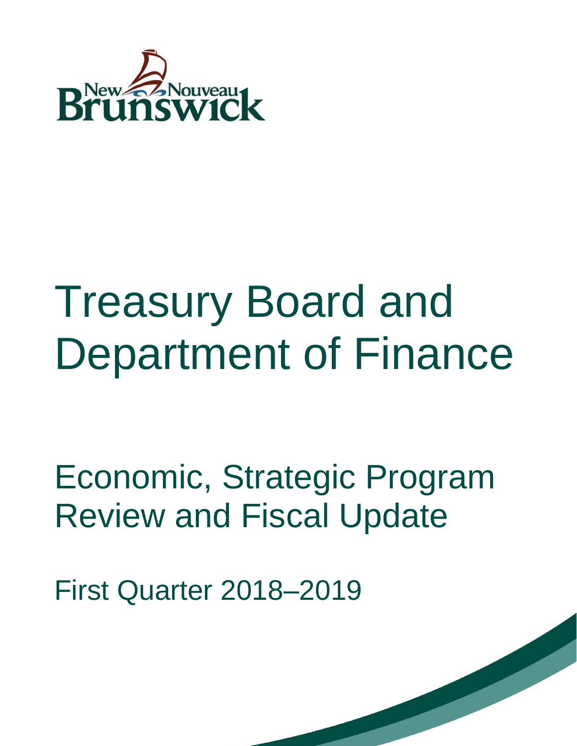New Nouveau Brunswick

# Treasury Board and Department of Finance

## Economic, Strategic Program Review and Fiscal Update

First Quarter 2018–2019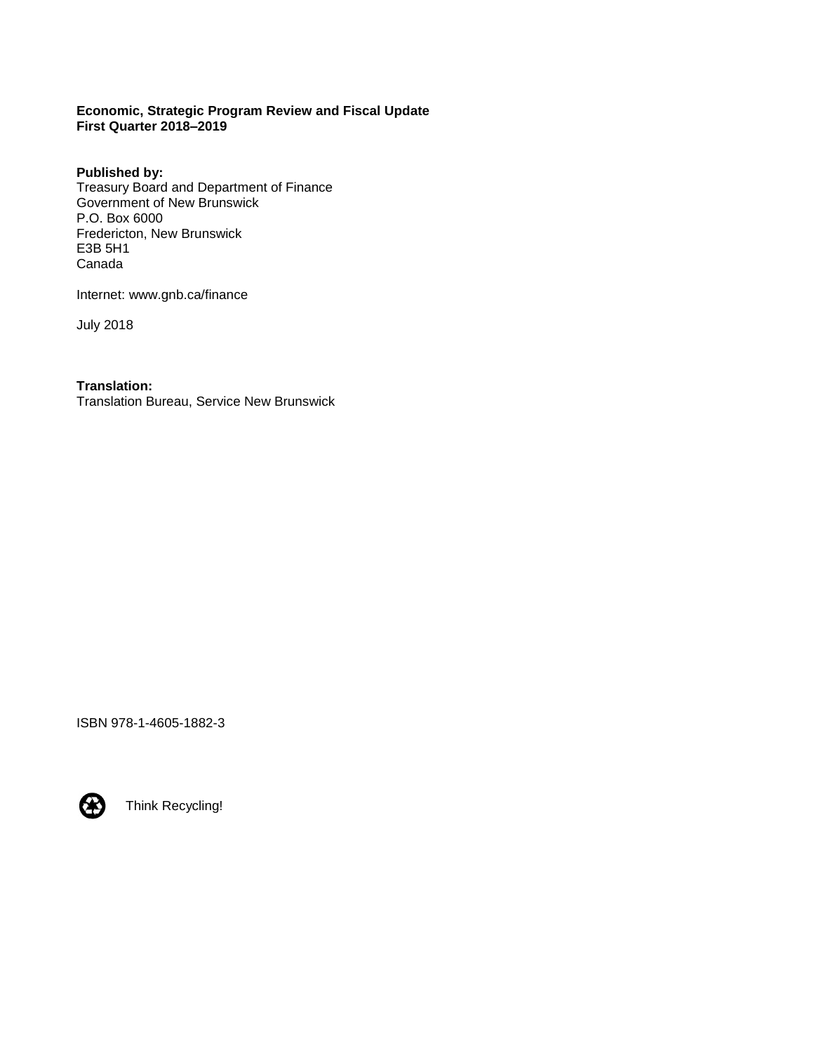**Economic, Strategic Program Review and Fiscal Update**
**First Quarter 2018–2019**

**Published by:**
Treasury Board and Department of Finance
Government of New Brunswick
P.O. Box 6000
Fredericton, New Brunswick
E3B 5H1
Canada

Internet: www.gnb.ca/finance

July 2018

**Translation:**
Translation Bureau, Service New Brunswick

ISBN 978-1-4605-1882-3

Think Recycling!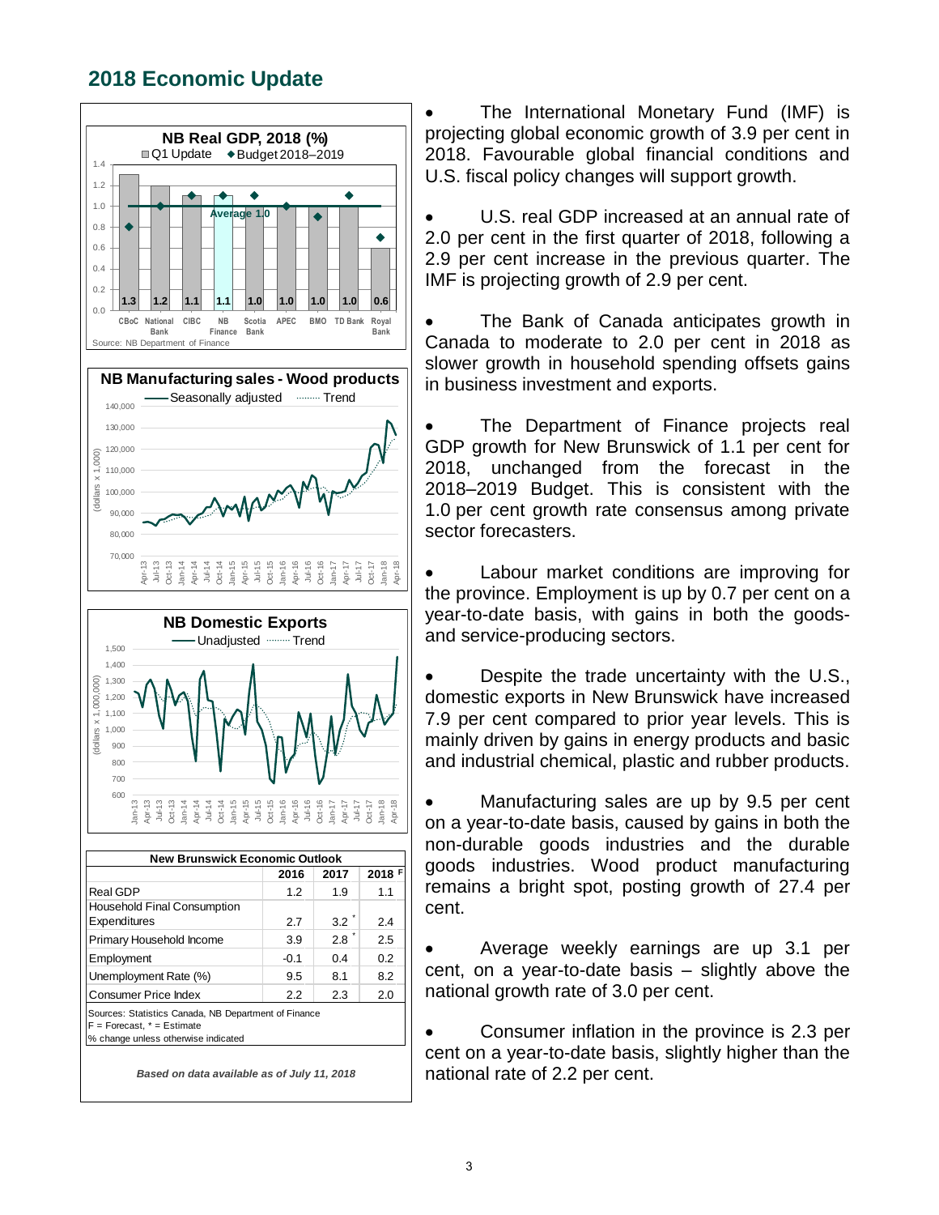## 2018 Economic Update

**NB Real GDP, 2018 (%)**

Q1 Update / Budget 2018–2019

| | CBoC | National Bank | CIBC | NB Finance | Scotia Bank | APEC | BMO | TD Bank | Royal Bank |
|---|---|---|---|---|---|---|---|---|---|
| Q1 Update | 1.3 | 1.2 | 1.1 | 1.1 | 1.0 | 1.0 | 1.0 | 1.0 | 0.6 |

Average 1.0

Source: NB Department of Finance

**NB Manufacturing sales - Wood products**

Seasonally adjusted / Trend

**NB Domestic Exports**

Unadjusted / Trend

| New Brunswick Economic Outlook | 2016 | 2017 | 2018 F |
|---|---|---|---|
| Real GDP | 1.2 | 1.9 | 1.1 |
| Household Final Consumption Expenditures | 2.7 | 3.2 * | 2.4 |
| Primary Household Income | 3.9 | 2.8 * | 2.5 |
| Employment | -0.1 | 0.4 | 0.2 |
| Unemployment Rate (%) | 9.5 | 8.1 | 8.2 |
| Consumer Price Index | 2.2 | 2.3 | 2.0 |

Sources: Statistics Canada, NB Department of Finance
F = Forecast, * = Estimate
% change unless otherwise indicated

*Based on data available as of July 11, 2018*

- The International Monetary Fund (IMF) is projecting global economic growth of 3.9 per cent in 2018. Favourable global financial conditions and U.S. fiscal policy changes will support growth.
- U.S. real GDP increased at an annual rate of 2.0 per cent in the first quarter of 2018, following a 2.9 per cent increase in the previous quarter. The IMF is projecting growth of 2.9 per cent.
- The Bank of Canada anticipates growth in Canada to moderate to 2.0 per cent in 2018 as slower growth in household spending offsets gains in business investment and exports.
- The Department of Finance projects real GDP growth for New Brunswick of 1.1 per cent for 2018, unchanged from the forecast in the 2018–2019 Budget. This is consistent with the 1.0 per cent growth rate consensus among private sector forecasters.
- Labour market conditions are improving for the province. Employment is up by 0.7 per cent on a year-to-date basis, with gains in both the goods- and service-producing sectors.
- Despite the trade uncertainty with the U.S., domestic exports in New Brunswick have increased 7.9 per cent compared to prior year levels. This is mainly driven by gains in energy products and basic and industrial chemical, plastic and rubber products.
- Manufacturing sales are up by 9.5 per cent on a year-to-date basis, caused by gains in both the non-durable goods industries and the durable goods industries. Wood product manufacturing remains a bright spot, posting growth of 27.4 per cent.
- Average weekly earnings are up 3.1 per cent, on a year-to-date basis – slightly above the national growth rate of 3.0 per cent.
- Consumer inflation in the province is 2.3 per cent on a year-to-date basis, slightly higher than the national rate of 2.2 per cent.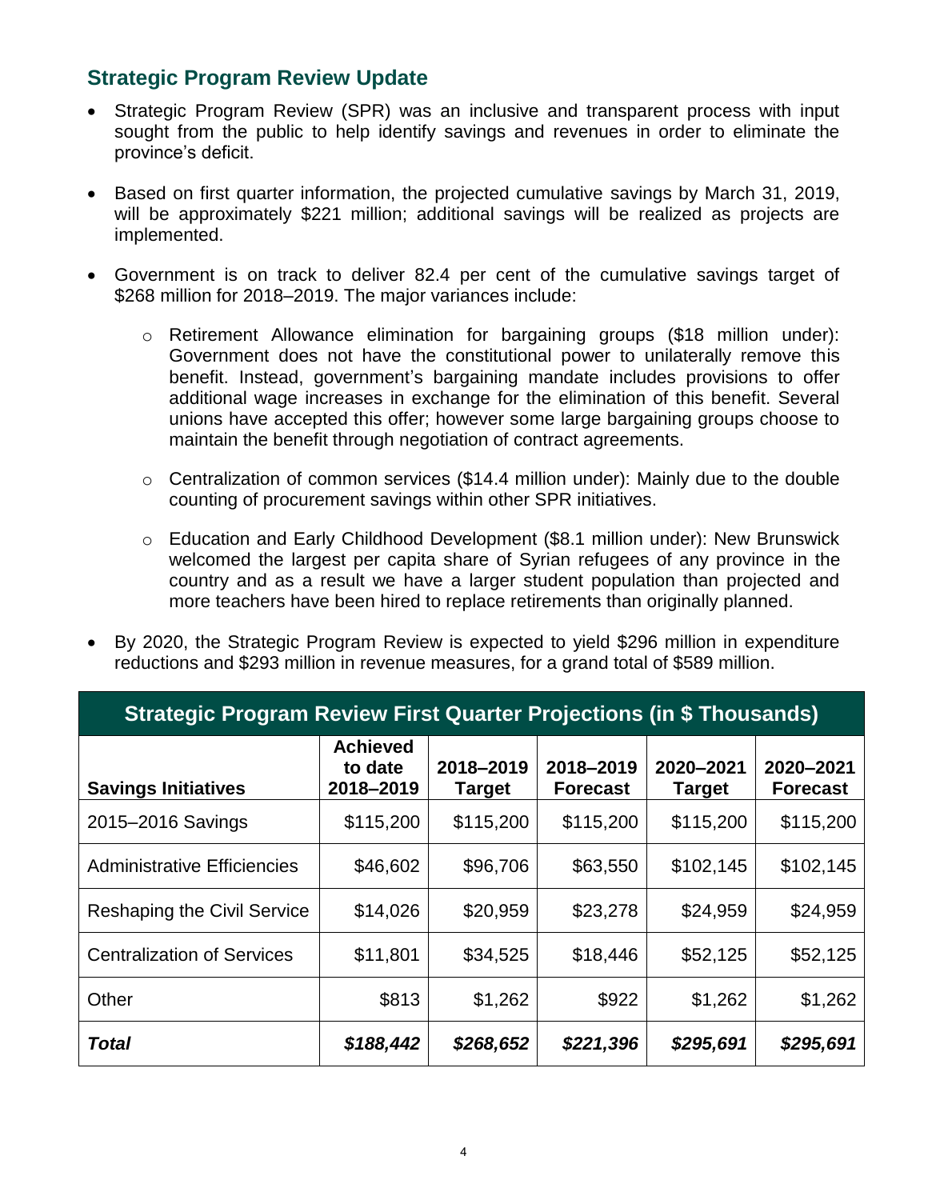## Strategic Program Review Update

- Strategic Program Review (SPR) was an inclusive and transparent process with input sought from the public to help identify savings and revenues in order to eliminate the province's deficit.
- Based on first quarter information, the projected cumulative savings by March 31, 2019, will be approximately $221 million; additional savings will be realized as projects are implemented.
- Government is on track to deliver 82.4 per cent of the cumulative savings target of $268 million for 2018–2019. The major variances include:
    - Retirement Allowance elimination for bargaining groups ($18 million under): Government does not have the constitutional power to unilaterally remove this benefit. Instead, government's bargaining mandate includes provisions to offer additional wage increases in exchange for the elimination of this benefit. Several unions have accepted this offer; however some large bargaining groups choose to maintain the benefit through negotiation of contract agreements.
    - Centralization of common services ($14.4 million under): Mainly due to the double counting of procurement savings within other SPR initiatives.
    - Education and Early Childhood Development ($8.1 million under): New Brunswick welcomed the largest per capita share of Syrian refugees of any province in the country and as a result we have a larger student population than projected and more teachers have been hired to replace retirements than originally planned.
- By 2020, the Strategic Program Review is expected to yield $296 million in expenditure reductions and $293 million in revenue measures, for a grand total of $589 million.

**Strategic Program Review First Quarter Projections (in $ Thousands)**

| Savings Initiatives | Achieved to date 2018–2019 | 2018–2019 Target | 2018–2019 Forecast | 2020–2021 Target | 2020–2021 Forecast |
|---|---|---|---|---|---|
| 2015–2016 Savings | $115,200 | $115,200 | $115,200 | $115,200 | $115,200 |
| Administrative Efficiencies | $46,602 | $96,706 | $63,550 | $102,145 | $102,145 |
| Reshaping the Civil Service | $14,026 | $20,959 | $23,278 | $24,959 | $24,959 |
| Centralization of Services | $11,801 | $34,525 | $18,446 | $52,125 | $52,125 |
| Other | $813 | $1,262 | $922 | $1,262 | $1,262 |
| ***Total*** | ***$188,442*** | ***$268,652*** | ***$221,396*** | ***$295,691*** | ***$295,691*** |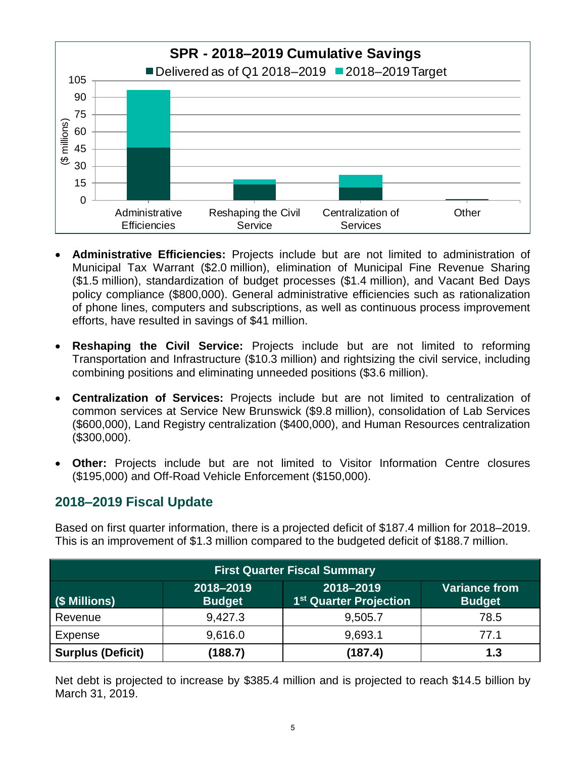**SPR - 2018–2019 Cumulative Savings**

■ Delivered as of Q1 2018–2019 ■ 2018–2019 Target

- **Administrative Efficiencies:** Projects include but are not limited to administration of Municipal Tax Warrant ($2.0 million), elimination of Municipal Fine Revenue Sharing ($1.5 million), standardization of budget processes ($1.4 million), and Vacant Bed Days policy compliance ($800,000). General administrative efficiencies such as rationalization of phone lines, computers and subscriptions, as well as continuous process improvement efforts, have resulted in savings of $41 million.

- **Reshaping the Civil Service:** Projects include but are not limited to reforming Transportation and Infrastructure ($10.3 million) and rightsizing the civil service, including combining positions and eliminating unneeded positions ($3.6 million).

- **Centralization of Services:** Projects include but are not limited to centralization of common services at Service New Brunswick ($9.8 million), consolidation of Lab Services ($600,000), Land Registry centralization ($400,000), and Human Resources centralization ($300,000).

- **Other:** Projects include but are not limited to Visitor Information Centre closures ($195,000) and Off-Road Vehicle Enforcement ($150,000).

## 2018–2019 Fiscal Update

Based on first quarter information, there is a projected deficit of $187.4 million for 2018–2019. This is an improvement of $1.3 million compared to the budgeted deficit of $188.7 million.

| First Quarter Fiscal Summary | | | |
|---|---|---|---|
| **($ Millions)** | **2018–2019 Budget** | **2018–2019 1st Quarter Projection** | **Variance from Budget** |
| Revenue | 9,427.3 | 9,505.7 | 78.5 |
| Expense | 9,616.0 | 9,693.1 | 77.1 |
| **Surplus (Deficit)** | **(188.7)** | **(187.4)** | **1.3** |

Net debt is projected to increase by $385.4 million and is projected to reach $14.5 billion by March 31, 2019.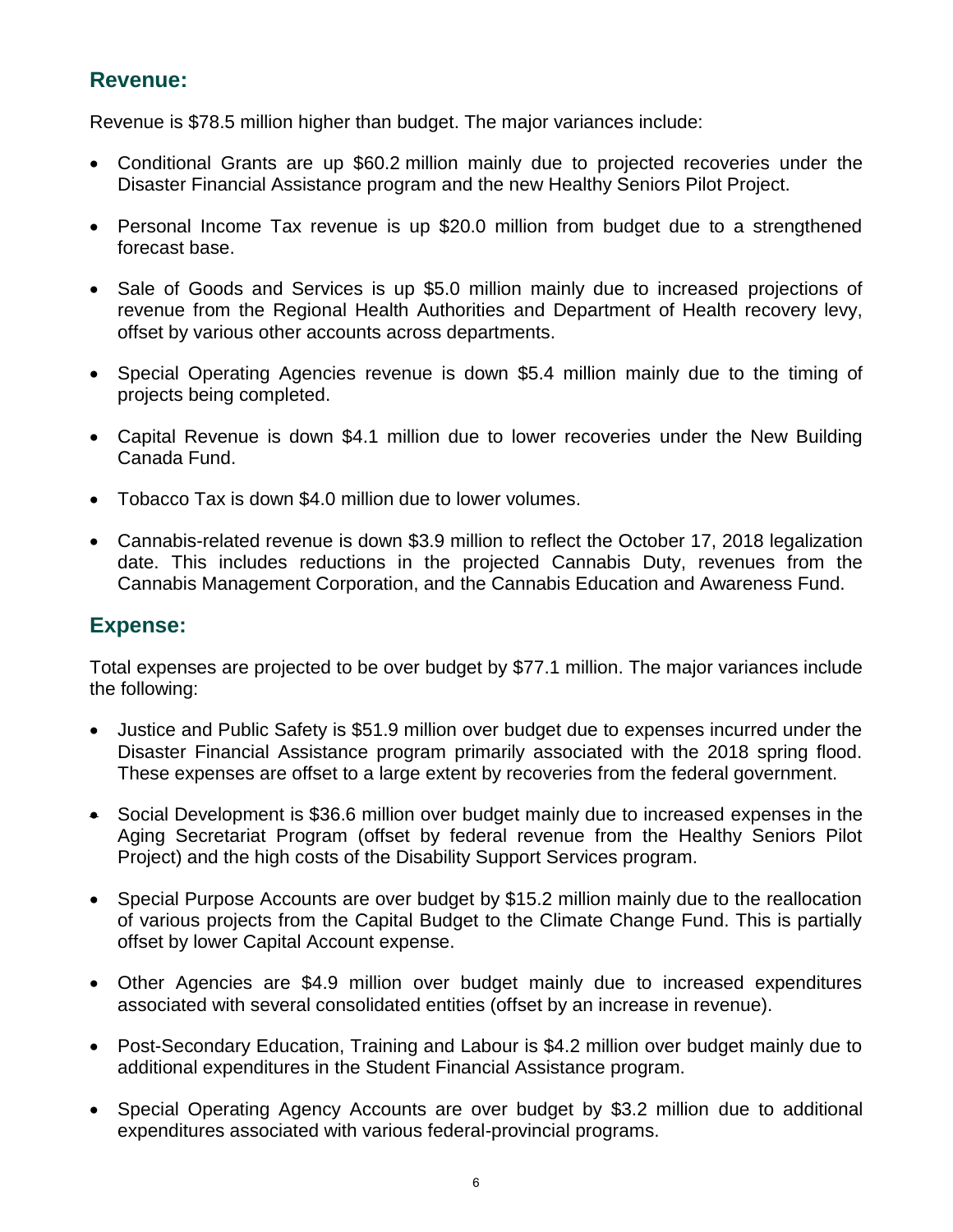## Revenue:

Revenue is $78.5 million higher than budget. The major variances include:

- Conditional Grants are up $60.2 million mainly due to projected recoveries under the Disaster Financial Assistance program and the new Healthy Seniors Pilot Project.
- Personal Income Tax revenue is up $20.0 million from budget due to a strengthened forecast base.
- Sale of Goods and Services is up $5.0 million mainly due to increased projections of revenue from the Regional Health Authorities and Department of Health recovery levy, offset by various other accounts across departments.
- Special Operating Agencies revenue is down $5.4 million mainly due to the timing of projects being completed.
- Capital Revenue is down $4.1 million due to lower recoveries under the New Building Canada Fund.
- Tobacco Tax is down $4.0 million due to lower volumes.
- Cannabis-related revenue is down $3.9 million to reflect the October 17, 2018 legalization date. This includes reductions in the projected Cannabis Duty, revenues from the Cannabis Management Corporation, and the Cannabis Education and Awareness Fund.

## Expense:

Total expenses are projected to be over budget by $77.1 million. The major variances include the following:

- Justice and Public Safety is $51.9 million over budget due to expenses incurred under the Disaster Financial Assistance program primarily associated with the 2018 spring flood. These expenses are offset to a large extent by recoveries from the federal government.
- Social Development is $36.6 million over budget mainly due to increased expenses in the Aging Secretariat Program (offset by federal revenue from the Healthy Seniors Pilot Project) and the high costs of the Disability Support Services program.
- Special Purpose Accounts are over budget by $15.2 million mainly due to the reallocation of various projects from the Capital Budget to the Climate Change Fund. This is partially offset by lower Capital Account expense.
- Other Agencies are $4.9 million over budget mainly due to increased expenditures associated with several consolidated entities (offset by an increase in revenue).
- Post-Secondary Education, Training and Labour is $4.2 million over budget mainly due to additional expenditures in the Student Financial Assistance program.
- Special Operating Agency Accounts are over budget by $3.2 million due to additional expenditures associated with various federal-provincial programs.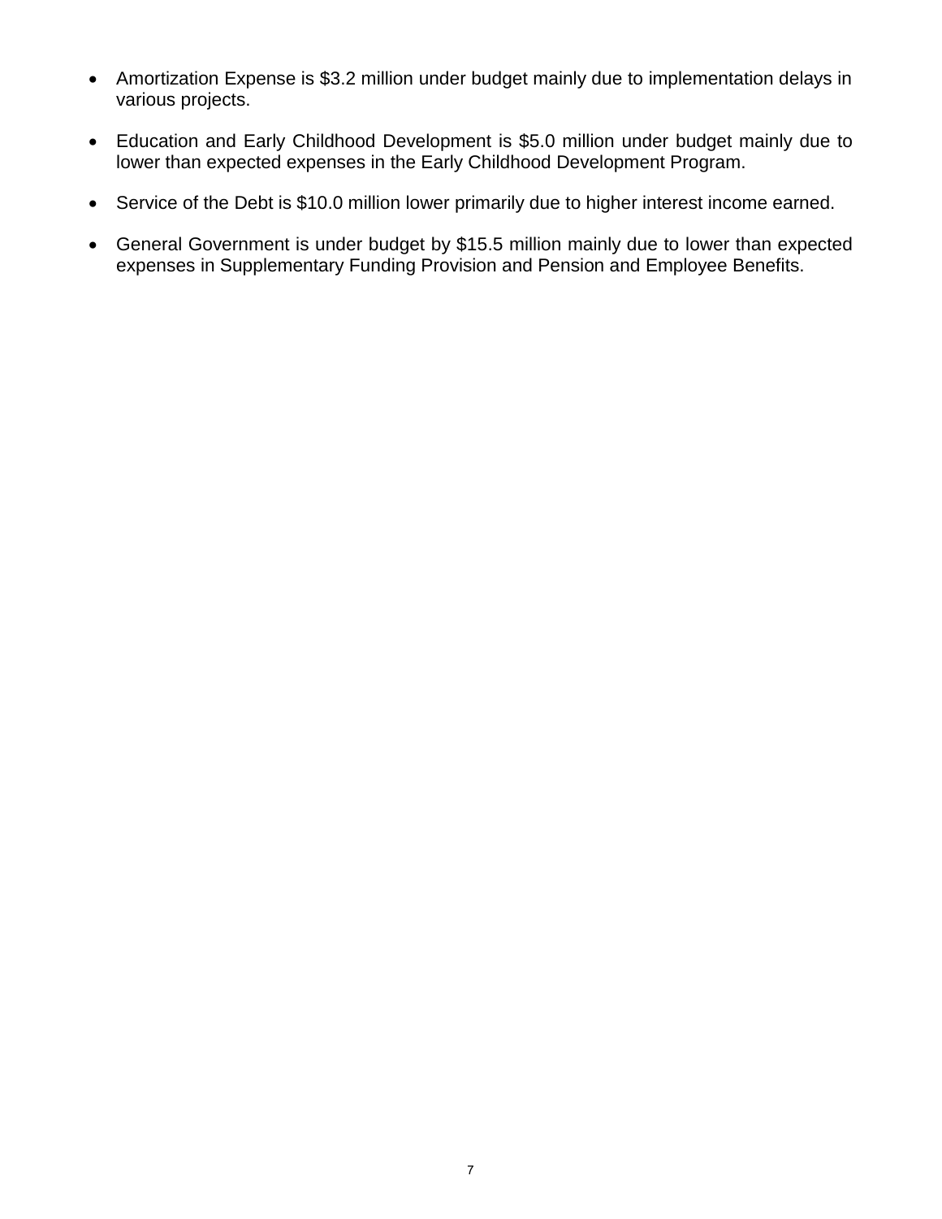- Amortization Expense is $3.2 million under budget mainly due to implementation delays in various projects.
- Education and Early Childhood Development is $5.0 million under budget mainly due to lower than expected expenses in the Early Childhood Development Program.
- Service of the Debt is $10.0 million lower primarily due to higher interest income earned.
- General Government is under budget by $15.5 million mainly due to lower than expected expenses in Supplementary Funding Provision and Pension and Employee Benefits.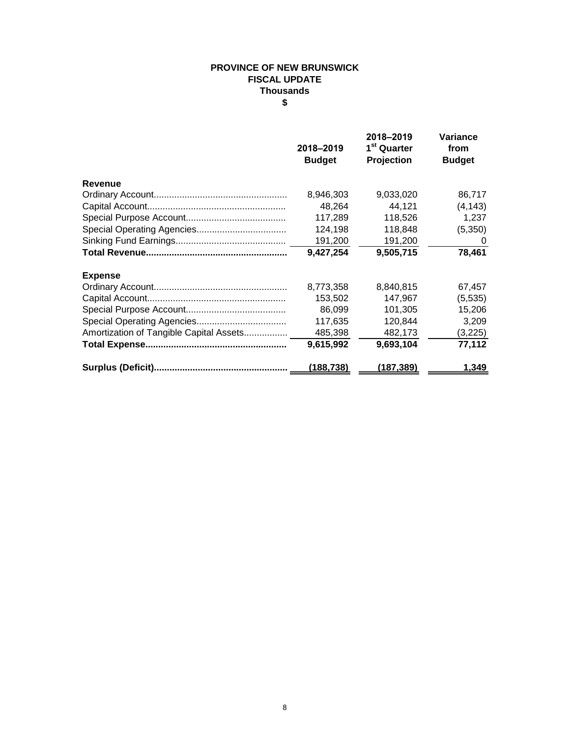**PROVINCE OF NEW BRUNSWICK**
**FISCAL UPDATE**
**Thousands**
**$**

| | 2018–2019 Budget | 2018–2019 1st Quarter Projection | Variance from Budget |
|---|---|---|---|
| **Revenue** | | | |
| Ordinary Account | 8,946,303 | 9,033,020 | 86,717 |
| Capital Account | 48,264 | 44,121 | (4,143) |
| Special Purpose Account | 117,289 | 118,526 | 1,237 |
| Special Operating Agencies | 124,198 | 118,848 | (5,350) |
| Sinking Fund Earnings | 191,200 | 191,200 | 0 |
| **Total Revenue** | **9,427,254** | **9,505,715** | **78,461** |
| **Expense** | | | |
| Ordinary Account | 8,773,358 | 8,840,815 | 67,457 |
| Capital Account | 153,502 | 147,967 | (5,535) |
| Special Purpose Account | 86,099 | 101,305 | 15,206 |
| Special Operating Agencies | 117,635 | 120,844 | 3,209 |
| Amortization of Tangible Capital Assets | 485,398 | 482,173 | (3,225) |
| **Total Expense** | **9,615,992** | **9,693,104** | **77,112** |
| **Surplus (Deficit)** | **(188,738)** | **(187,389)** | **1,349** |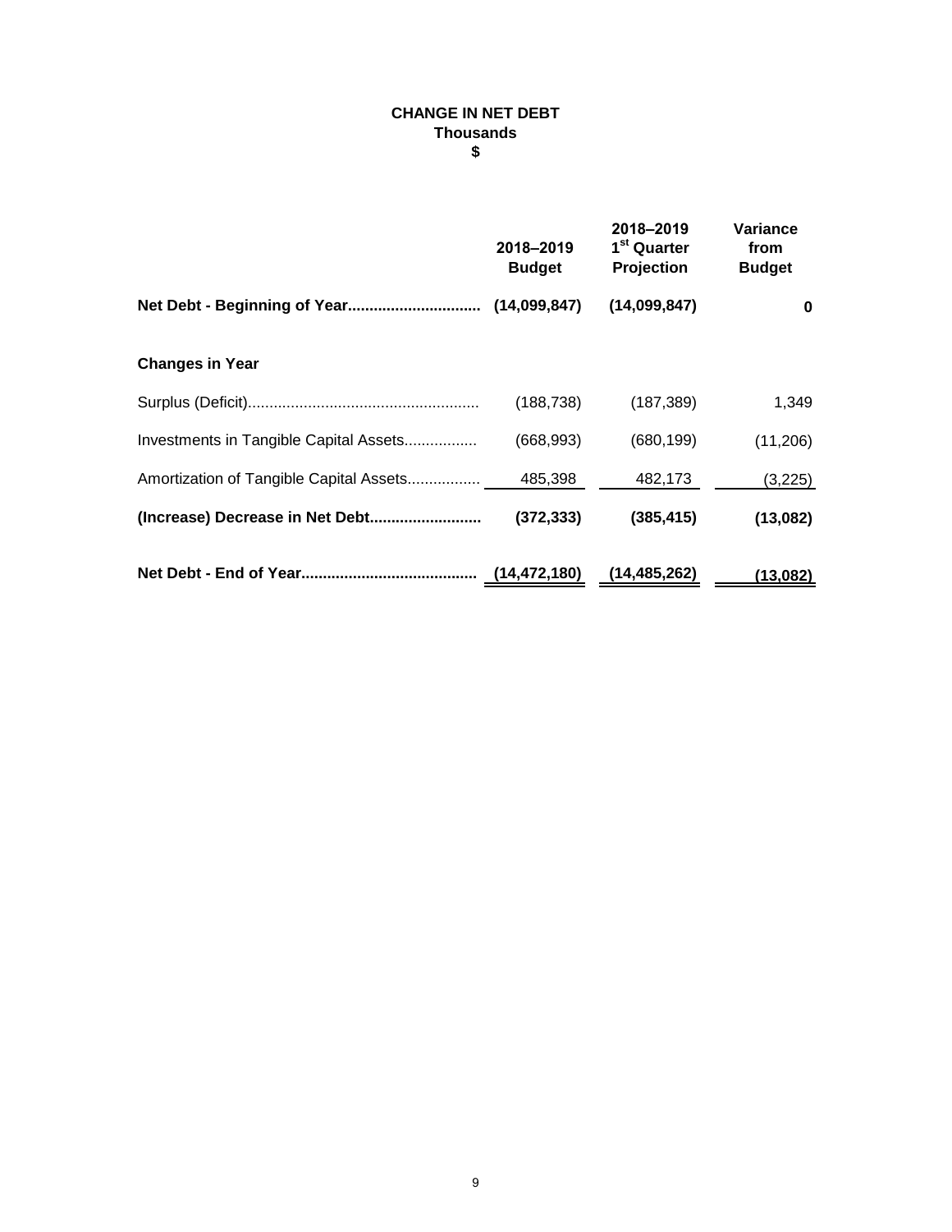# CHANGE IN NET DEBT

**Thousands**

**$**

| | 2018–2019 Budget | 2018–2019 1st Quarter Projection | Variance from Budget |
|---|---|---|---|
| **Net Debt - Beginning of Year** | **(14,099,847)** | **(14,099,847)** | **0** |
| **Changes in Year** | | | |
| Surplus (Deficit) | (188,738) | (187,389) | 1,349 |
| Investments in Tangible Capital Assets | (668,993) | (680,199) | (11,206) |
| Amortization of Tangible Capital Assets | 485,398 | 482,173 | (3,225) |
| **(Increase) Decrease in Net Debt** | **(372,333)** | **(385,415)** | **(13,082)** |
| **Net Debt - End of Year** | **(14,472,180)** | **(14,485,262)** | **(13,082)** |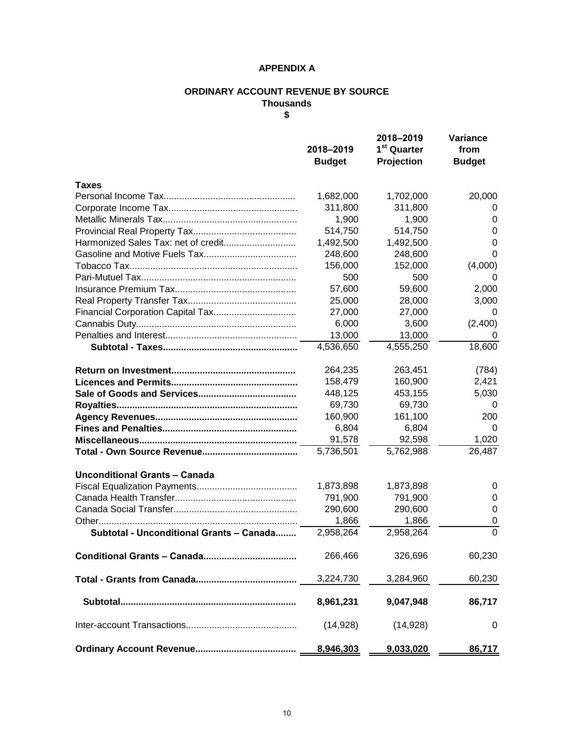## APPENDIX A

### ORDINARY ACCOUNT REVENUE BY SOURCE
**Thousands**
**$**

| | 2018–2019 Budget | 2018–2019 1st Quarter Projection | Variance from Budget |
|---|---|---|---|
| **Taxes** | | | |
| Personal Income Tax | 1,682,000 | 1,702,000 | 20,000 |
| Corporate Income Tax | 311,800 | 311,800 | 0 |
| Metallic Minerals Tax | 1,900 | 1,900 | 0 |
| Provincial Real Property Tax | 514,750 | 514,750 | 0 |
| Harmonized Sales Tax: net of credit | 1,492,500 | 1,492,500 | 0 |
| Gasoline and Motive Fuels Tax | 248,600 | 248,600 | 0 |
| Tobacco Tax | 156,000 | 152,000 | (4,000) |
| Pari-Mutuel Tax | 500 | 500 | 0 |
| Insurance Premium Tax | 57,600 | 59,600 | 2,000 |
| Real Property Transfer Tax | 25,000 | 28,000 | 3,000 |
| Financial Corporation Capital Tax | 27,000 | 27,000 | 0 |
| Cannabis Duty | 6,000 | 3,600 | (2,400) |
| Penalties and Interest | 13,000 | 13,000 | 0 |
| **Subtotal - Taxes** | 4,536,650 | 4,555,250 | 18,600 |
| **Return on Investment** | 264,235 | 263,451 | (784) |
| **Licences and Permits** | 158,479 | 160,900 | 2,421 |
| **Sale of Goods and Services** | 448,125 | 453,155 | 5,030 |
| **Royalties** | 69,730 | 69,730 | 0 |
| **Agency Revenues** | 160,900 | 161,100 | 200 |
| **Fines and Penalties** | 6,804 | 6,804 | 0 |
| **Miscellaneous** | 91,578 | 92,598 | 1,020 |
| **Total - Own Source Revenue** | 5,736,501 | 5,762,988 | 26,487 |
| **Unconditional Grants – Canada** | | | |
| Fiscal Equalization Payments | 1,873,898 | 1,873,898 | 0 |
| Canada Health Transfer | 791,900 | 791,900 | 0 |
| Canada Social Transfer | 290,600 | 290,600 | 0 |
| Other | 1,866 | 1,866 | 0 |
| **Subtotal - Unconditional Grants – Canada** | 2,958,264 | 2,958,264 | 0 |
| **Conditional Grants – Canada** | 266,466 | 326,696 | 60,230 |
| **Total - Grants from Canada** | 3,224,730 | 3,284,960 | 60,230 |
| **Subtotal** | **8,961,231** | **9,047,948** | **86,717** |
| Inter-account Transactions | (14,928) | (14,928) | 0 |
| **Ordinary Account Revenue** | **8,946,303** | **9,033,020** | **86,717** |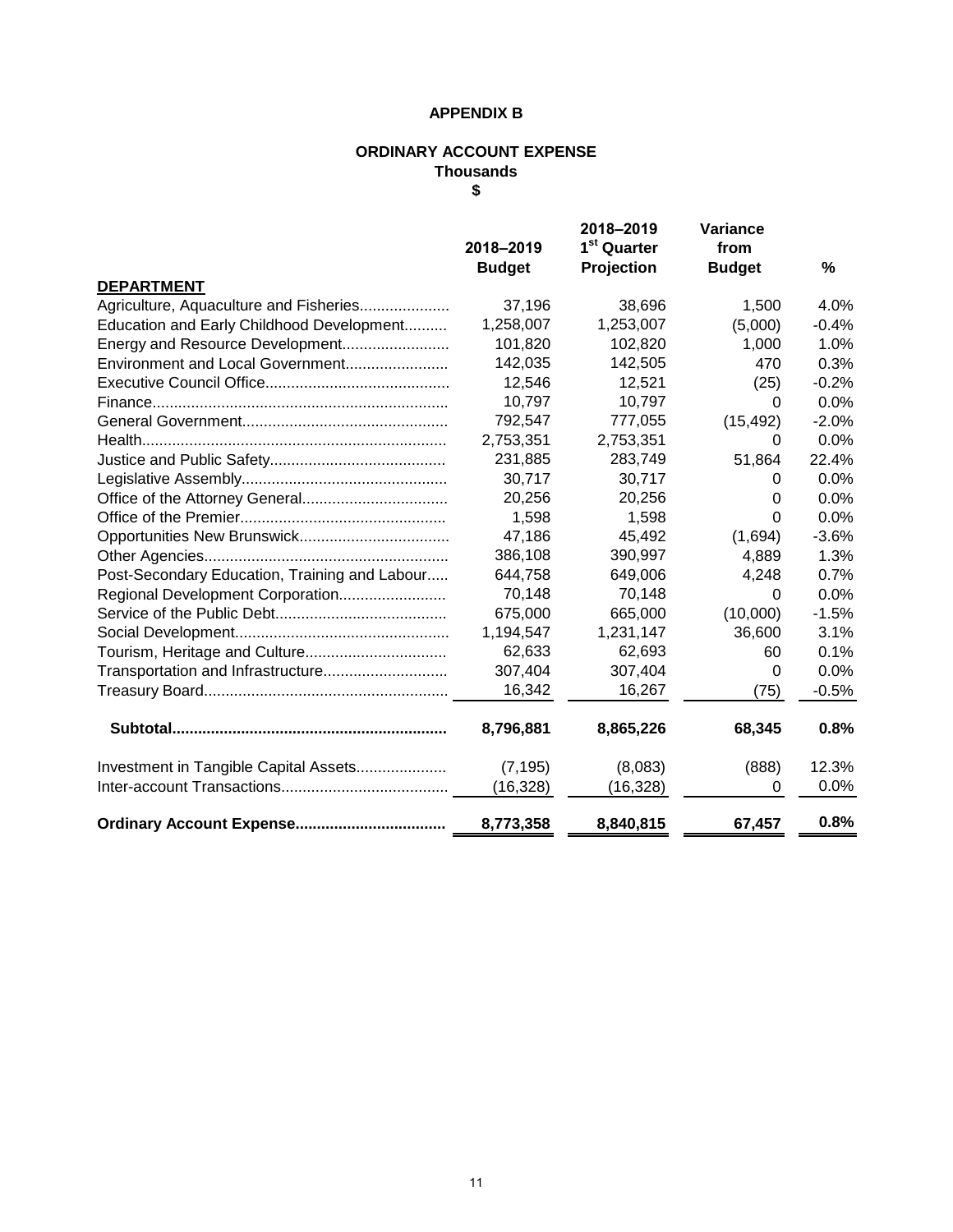**APPENDIX B**

**ORDINARY ACCOUNT EXPENSE**
**Thousands**
**$**

| DEPARTMENT | 2018–2019 Budget | 2018–2019 1st Quarter Projection | Variance from Budget | % |
|---|---|---|---|---|
| Agriculture, Aquaculture and Fisheries | 37,196 | 38,696 | 1,500 | 4.0% |
| Education and Early Childhood Development | 1,258,007 | 1,253,007 | (5,000) | -0.4% |
| Energy and Resource Development | 101,820 | 102,820 | 1,000 | 1.0% |
| Environment and Local Government | 142,035 | 142,505 | 470 | 0.3% |
| Executive Council Office | 12,546 | 12,521 | (25) | -0.2% |
| Finance | 10,797 | 10,797 | 0 | 0.0% |
| General Government | 792,547 | 777,055 | (15,492) | -2.0% |
| Health | 2,753,351 | 2,753,351 | 0 | 0.0% |
| Justice and Public Safety | 231,885 | 283,749 | 51,864 | 22.4% |
| Legislative Assembly | 30,717 | 30,717 | 0 | 0.0% |
| Office of the Attorney General | 20,256 | 20,256 | 0 | 0.0% |
| Office of the Premier | 1,598 | 1,598 | 0 | 0.0% |
| Opportunities New Brunswick | 47,186 | 45,492 | (1,694) | -3.6% |
| Other Agencies | 386,108 | 390,997 | 4,889 | 1.3% |
| Post-Secondary Education, Training and Labour | 644,758 | 649,006 | 4,248 | 0.7% |
| Regional Development Corporation | 70,148 | 70,148 | 0 | 0.0% |
| Service of the Public Debt | 675,000 | 665,000 | (10,000) | -1.5% |
| Social Development | 1,194,547 | 1,231,147 | 36,600 | 3.1% |
| Tourism, Heritage and Culture | 62,633 | 62,693 | 60 | 0.1% |
| Transportation and Infrastructure | 307,404 | 307,404 | 0 | 0.0% |
| Treasury Board | 16,342 | 16,267 | (75) | -0.5% |
| **Subtotal** | **8,796,881** | **8,865,226** | **68,345** | **0.8%** |
| Investment in Tangible Capital Assets | (7,195) | (8,083) | (888) | 12.3% |
| Inter-account Transactions | (16,328) | (16,328) | 0 | 0.0% |
| **Ordinary Account Expense** | **8,773,358** | **8,840,815** | **67,457** | **0.8%** |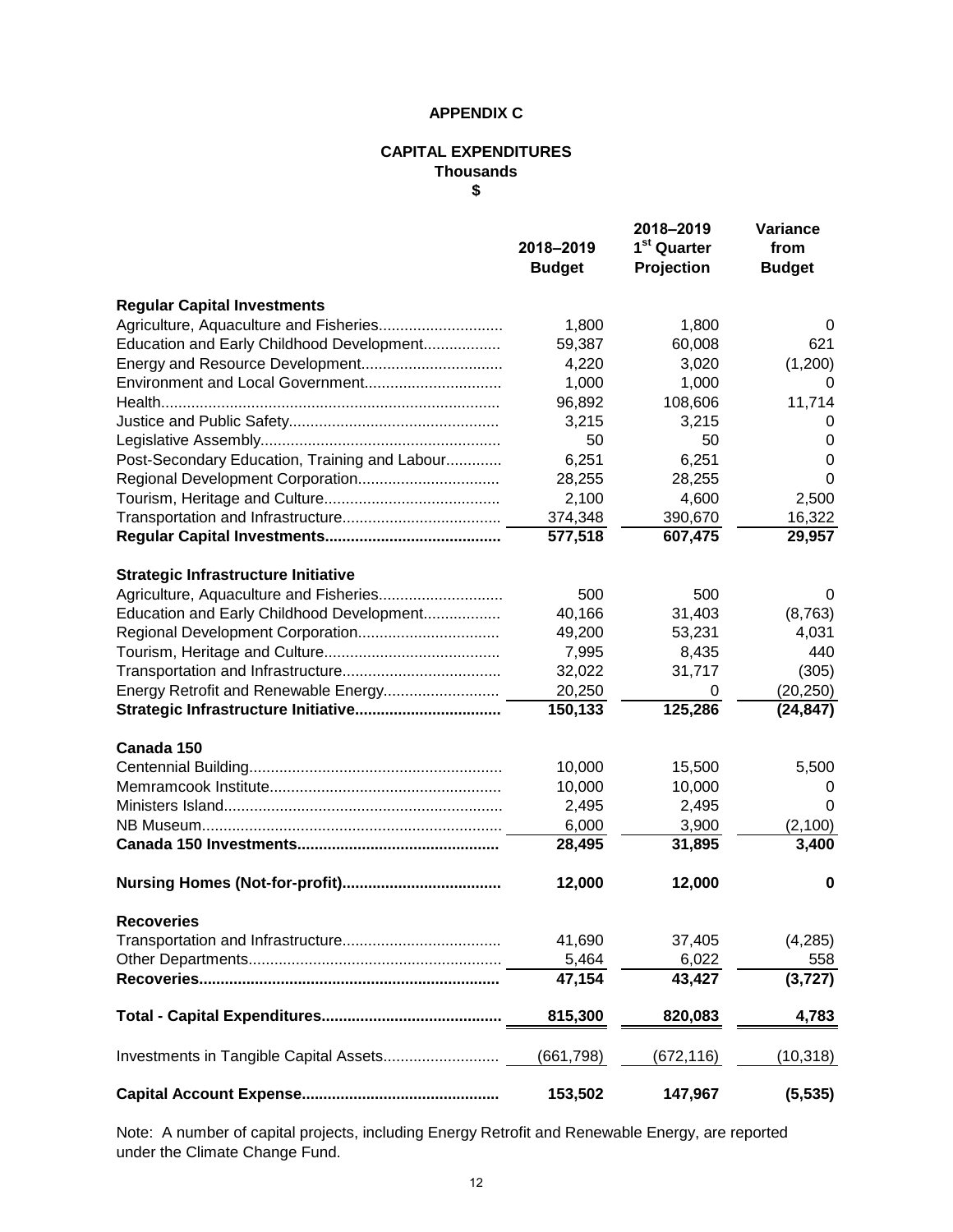**APPENDIX C**

**CAPITAL EXPENDITURES**
**Thousands**
**$**

| | 2018–2019 Budget | 2018–2019 1st Quarter Projection | Variance from Budget |
|---|---|---|---|
| **Regular Capital Investments** | | | |
| Agriculture, Aquaculture and Fisheries | 1,800 | 1,800 | 0 |
| Education and Early Childhood Development | 59,387 | 60,008 | 621 |
| Energy and Resource Development | 4,220 | 3,020 | (1,200) |
| Environment and Local Government | 1,000 | 1,000 | 0 |
| Health | 96,892 | 108,606 | 11,714 |
| Justice and Public Safety | 3,215 | 3,215 | 0 |
| Legislative Assembly | 50 | 50 | 0 |
| Post-Secondary Education, Training and Labour | 6,251 | 6,251 | 0 |
| Regional Development Corporation | 28,255 | 28,255 | 0 |
| Tourism, Heritage and Culture | 2,100 | 4,600 | 2,500 |
| Transportation and Infrastructure | 374,348 | 390,670 | 16,322 |
| **Regular Capital Investments** | **577,518** | **607,475** | **29,957** |
| **Strategic Infrastructure Initiative** | | | |
| Agriculture, Aquaculture and Fisheries | 500 | 500 | 0 |
| Education and Early Childhood Development | 40,166 | 31,403 | (8,763) |
| Regional Development Corporation | 49,200 | 53,231 | 4,031 |
| Tourism, Heritage and Culture | 7,995 | 8,435 | 440 |
| Transportation and Infrastructure | 32,022 | 31,717 | (305) |
| Energy Retrofit and Renewable Energy | 20,250 | 0 | (20,250) |
| **Strategic Infrastructure Initiative** | **150,133** | **125,286** | **(24,847)** |
| **Canada 150** | | | |
| Centennial Building | 10,000 | 15,500 | 5,500 |
| Memramcook Institute | 10,000 | 10,000 | 0 |
| Ministers Island | 2,495 | 2,495 | 0 |
| NB Museum | 6,000 | 3,900 | (2,100) |
| **Canada 150 Investments** | **28,495** | **31,895** | **3,400** |
| **Nursing Homes (Not-for-profit)** | **12,000** | **12,000** | **0** |
| **Recoveries** | | | |
| Transportation and Infrastructure | 41,690 | 37,405 | (4,285) |
| Other Departments | 5,464 | 6,022 | 558 |
| **Recoveries** | **47,154** | **43,427** | **(3,727)** |
| **Total - Capital Expenditures** | **815,300** | **820,083** | **4,783** |
| Investments in Tangible Capital Assets | (661,798) | (672,116) | (10,318) |
| **Capital Account Expense** | **153,502** | **147,967** | **(5,535)** |

Note: A number of capital projects, including Energy Retrofit and Renewable Energy, are reported under the Climate Change Fund.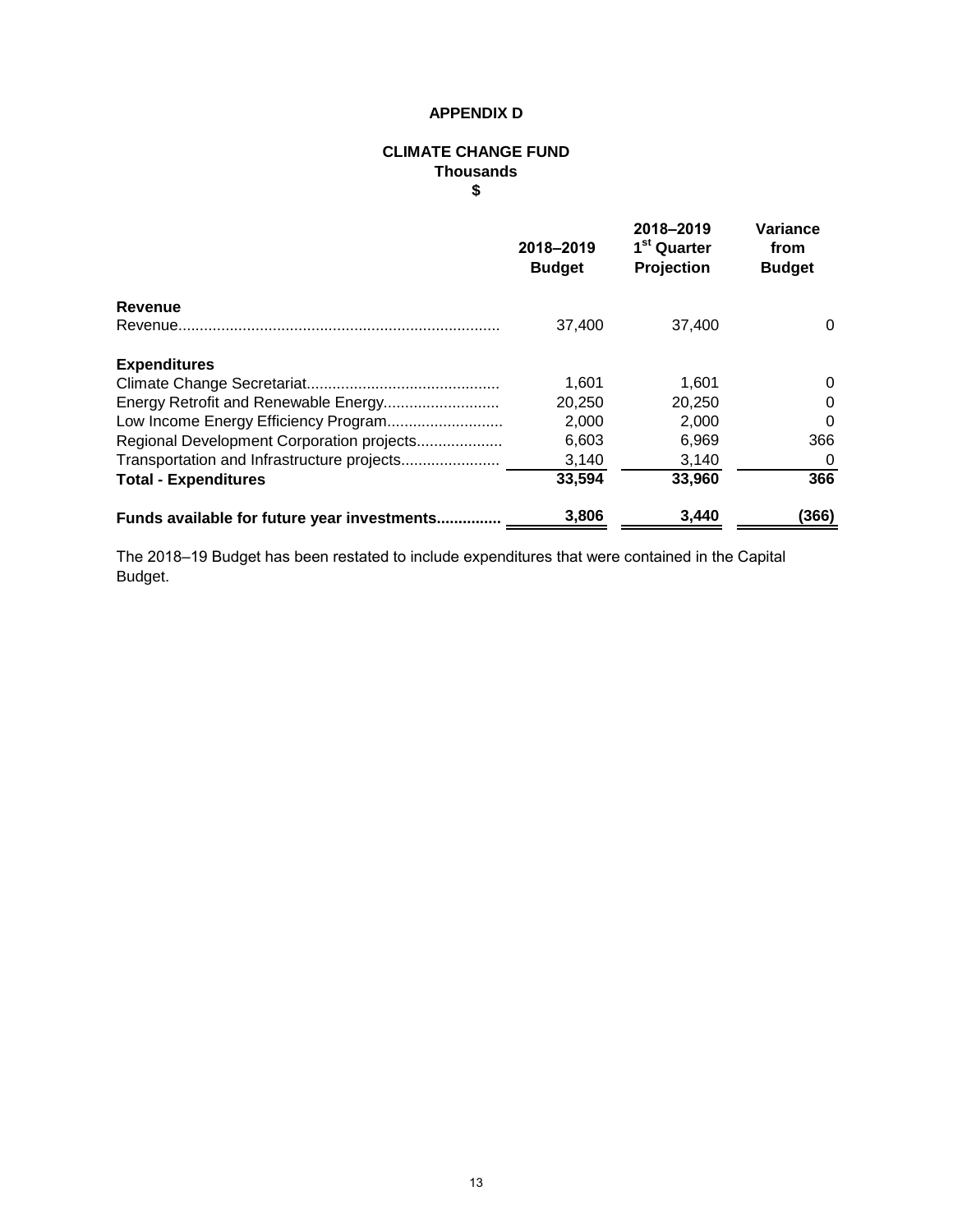# APPENDIX D

## CLIMATE CHANGE FUND
**Thousands**
**$**

| | 2018–2019 Budget | 2018–2019 1st Quarter Projection | Variance from Budget |
|---|---|---|---|
| **Revenue** | | | |
| Revenue | 37,400 | 37,400 | 0 |
| **Expenditures** | | | |
| Climate Change Secretariat | 1,601 | 1,601 | 0 |
| Energy Retrofit and Renewable Energy | 20,250 | 20,250 | 0 |
| Low Income Energy Efficiency Program | 2,000 | 2,000 | 0 |
| Regional Development Corporation projects | 6,603 | 6,969 | 366 |
| Transportation and Infrastructure projects | 3,140 | 3,140 | 0 |
| **Total - Expenditures** | **33,594** | **33,960** | **366** |
| **Funds available for future year investments** | **3,806** | **3,440** | **(366)** |

The 2018–19 Budget has been restated to include expenditures that were contained in the Capital Budget.